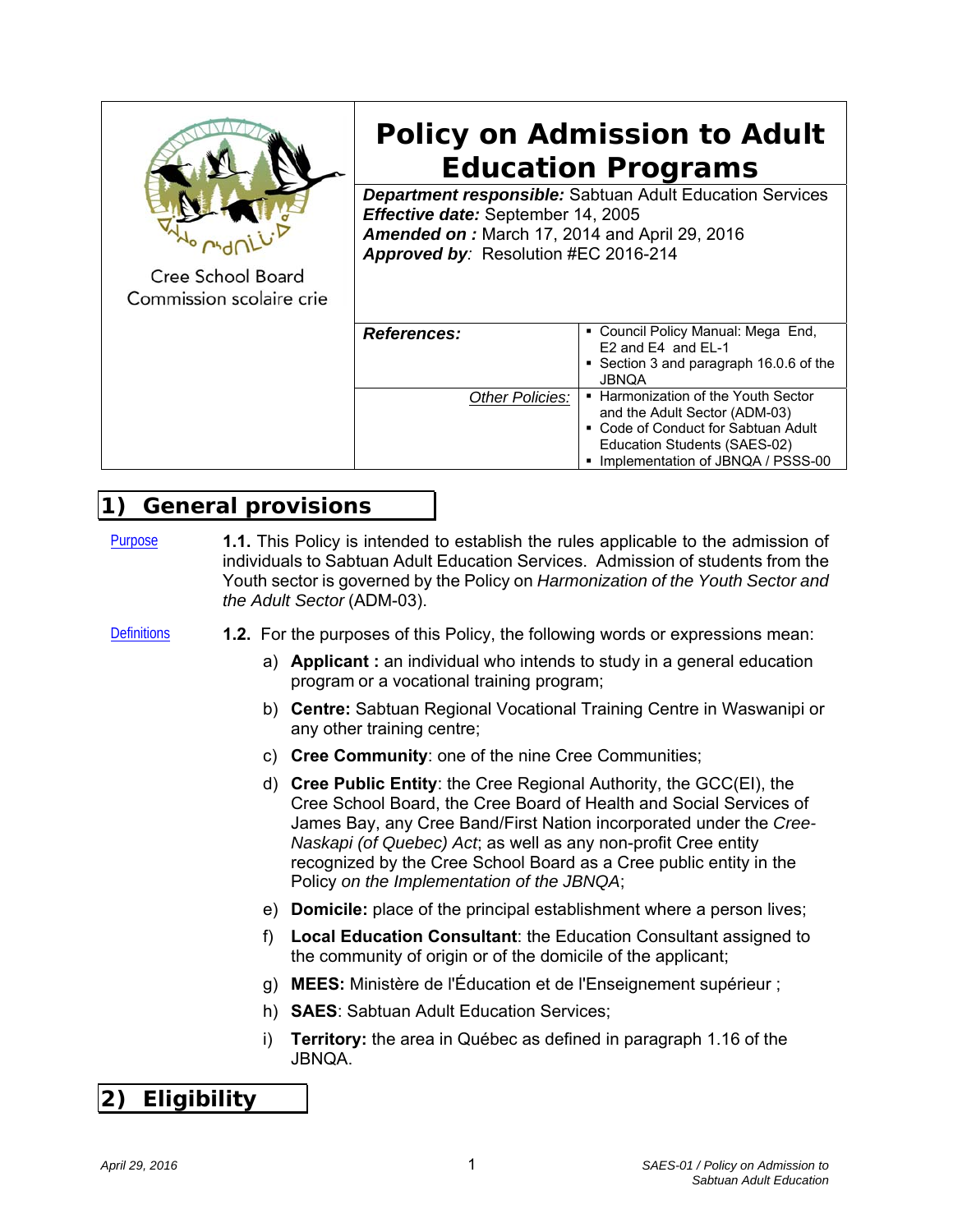Cree School Board
Commission scolaire crie

# Policy on Admission to Adult Education Programs

***Department responsible:*** Sabtuan Adult Education Services
***Effective date:*** September 14, 2005
***Amended on :*** March 17, 2014 and April 29, 2016
***Approved by:*** Resolution #EC 2016-214

| | |
|---|---|
| ***References:*** | ▪ Council Policy Manual: Mega End, E2 and E4 and EL-1<br>▪ Section 3 and paragraph 16.0.6 of the JBNQA |
| *Other Policies:* | ▪ Harmonization of the Youth Sector and the Adult Sector (ADM-03)<br>▪ Code of Conduct for Sabtuan Adult Education Students (SAES-02)<br>▪ Implementation of JBNQA / PSSS-00 |

## 1) General provisions

Purpose

**1.1.** This Policy is intended to establish the rules applicable to the admission of individuals to Sabtuan Adult Education Services. Admission of students from the Youth sector is governed by the Policy on *Harmonization of the Youth Sector and the Adult Sector* (ADM-03).

Definitions

**1.2.** For the purposes of this Policy, the following words or expressions mean:

a) **Applicant :** an individual who intends to study in a general education program or a vocational training program;

b) **Centre:** Sabtuan Regional Vocational Training Centre in Waswanipi or any other training centre;

c) **Cree Community**: one of the nine Cree Communities;

d) **Cree Public Entity**: the Cree Regional Authority, the GCC(EI), the Cree School Board, the Cree Board of Health and Social Services of James Bay, any Cree Band/First Nation incorporated under the *Cree-Naskapi (of Quebec) Act*; as well as any non-profit Cree entity recognized by the Cree School Board as a Cree public entity in the Policy *on the Implementation of the JBNQA*;

e) **Domicile:** place of the principal establishment where a person lives;

f) **Local Education Consultant**: the Education Consultant assigned to the community of origin or of the domicile of the applicant;

g) **MEES:** Ministère de l'Éducation et de l'Enseignement supérieur ;

h) **SAES**: Sabtuan Adult Education Services;

i) **Territory:** the area in Québec as defined in paragraph 1.16 of the JBNQA.

## 2) Eligibility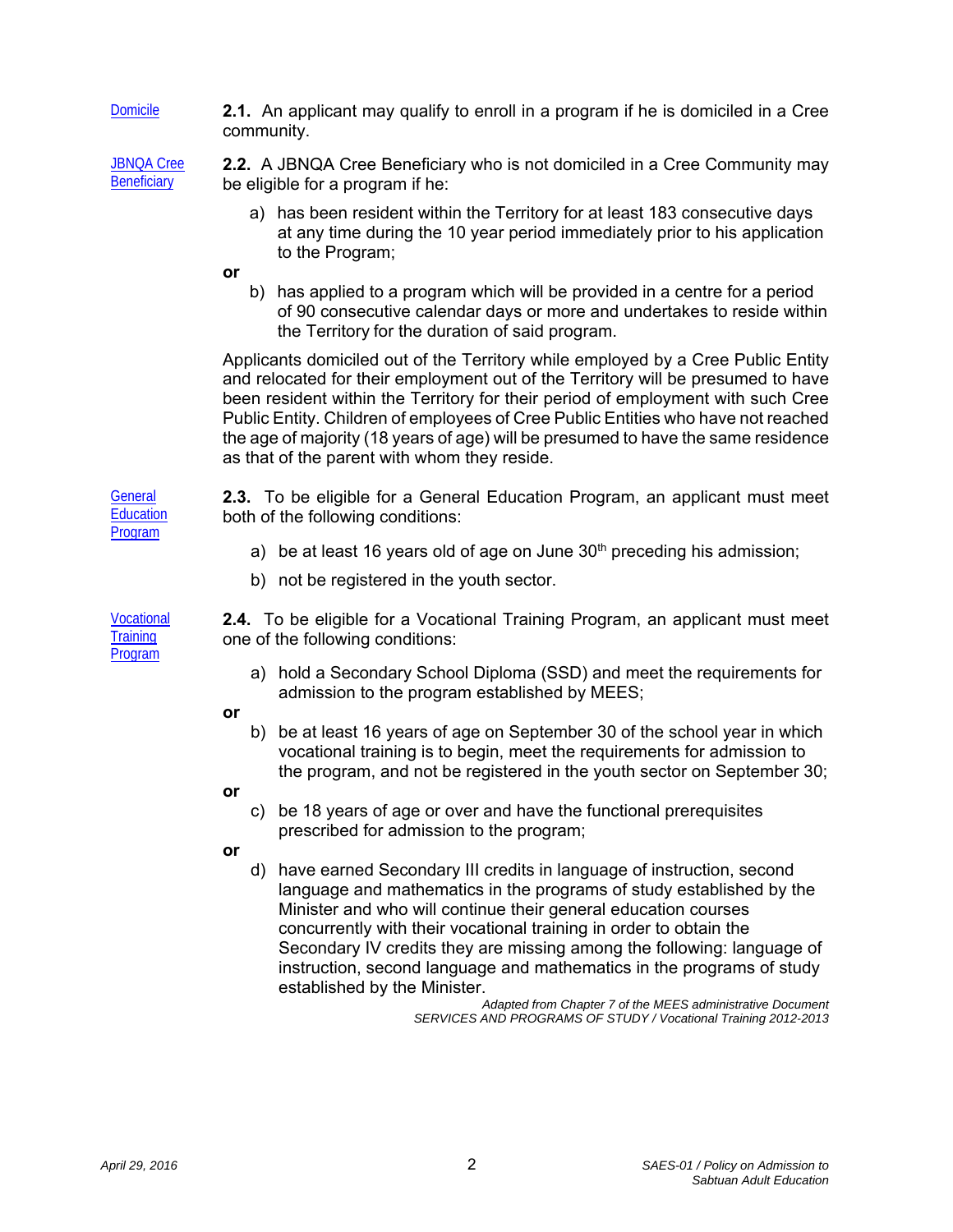Domicile

**2.1.** An applicant may qualify to enroll in a program if he is domiciled in a Cree community.

JBNQA Cree Beneficiary

**2.2.** A JBNQA Cree Beneficiary who is not domiciled in a Cree Community may be eligible for a program if he:

a) has been resident within the Territory for at least 183 consecutive days at any time during the 10 year period immediately prior to his application to the Program;

**or**

b) has applied to a program which will be provided in a centre for a period of 90 consecutive calendar days or more and undertakes to reside within the Territory for the duration of said program.

Applicants domiciled out of the Territory while employed by a Cree Public Entity and relocated for their employment out of the Territory will be presumed to have been resident within the Territory for their period of employment with such Cree Public Entity. Children of employees of Cree Public Entities who have not reached the age of majority (18 years of age) will be presumed to have the same residence as that of the parent with whom they reside.

General Education Program

**2.3.** To be eligible for a General Education Program, an applicant must meet both of the following conditions:

a) be at least 16 years old of age on June 30th preceding his admission;

b) not be registered in the youth sector.

Vocational Training Program

**2.4.** To be eligible for a Vocational Training Program, an applicant must meet one of the following conditions:

a) hold a Secondary School Diploma (SSD) and meet the requirements for admission to the program established by MEES;

**or**

b) be at least 16 years of age on September 30 of the school year in which vocational training is to begin, meet the requirements for admission to the program, and not be registered in the youth sector on September 30;

**or**

c) be 18 years of age or over and have the functional prerequisites prescribed for admission to the program;

**or**

d) have earned Secondary III credits in language of instruction, second language and mathematics in the programs of study established by the Minister and who will continue their general education courses concurrently with their vocational training in order to obtain the Secondary IV credits they are missing among the following: language of instruction, second language and mathematics in the programs of study established by the Minister.

*Adapted from Chapter 7 of the MEES administrative Document SERVICES AND PROGRAMS OF STUDY / Vocational Training 2012-2013*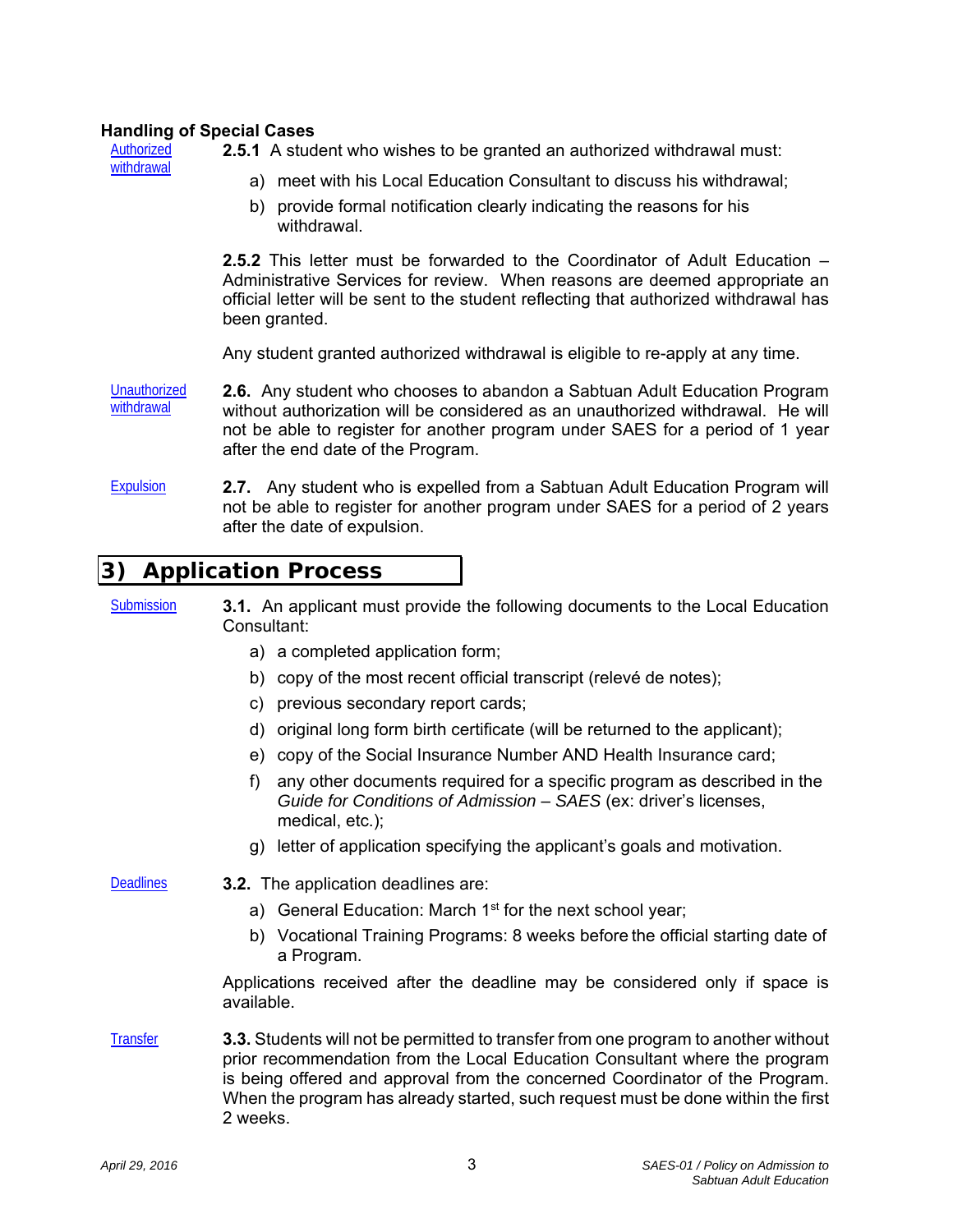### Handling of Special Cases

Authorized withdrawal

**2.5.1** A student who wishes to be granted an authorized withdrawal must:

a) meet with his Local Education Consultant to discuss his withdrawal;

b) provide formal notification clearly indicating the reasons for his withdrawal.

**2.5.2** This letter must be forwarded to the Coordinator of Adult Education – Administrative Services for review. When reasons are deemed appropriate an official letter will be sent to the student reflecting that authorized withdrawal has been granted.

Any student granted authorized withdrawal is eligible to re-apply at any time.

Unauthorized withdrawal

**2.6.** Any student who chooses to abandon a Sabtuan Adult Education Program without authorization will be considered as an unauthorized withdrawal. He will not be able to register for another program under SAES for a period of 1 year after the end date of the Program.

Expulsion

**2.7.** Any student who is expelled from a Sabtuan Adult Education Program will not be able to register for another program under SAES for a period of 2 years after the date of expulsion.

## 3) Application Process

Submission

**3.1.** An applicant must provide the following documents to the Local Education Consultant:

a) a completed application form;

b) copy of the most recent official transcript (relevé de notes);

c) previous secondary report cards;

d) original long form birth certificate (will be returned to the applicant);

e) copy of the Social Insurance Number AND Health Insurance card;

f) any other documents required for a specific program as described in the *Guide for Conditions of Admission – SAES* (ex: driver's licenses, medical, etc.);

g) letter of application specifying the applicant's goals and motivation.

Deadlines

**3.2.** The application deadlines are:

a) General Education: March 1st for the next school year;

b) Vocational Training Programs: 8 weeks before the official starting date of a Program.

Applications received after the deadline may be considered only if space is available.

Transfer

**3.3.** Students will not be permitted to transfer from one program to another without prior recommendation from the Local Education Consultant where the program is being offered and approval from the concerned Coordinator of the Program. When the program has already started, such request must be done within the first 2 weeks.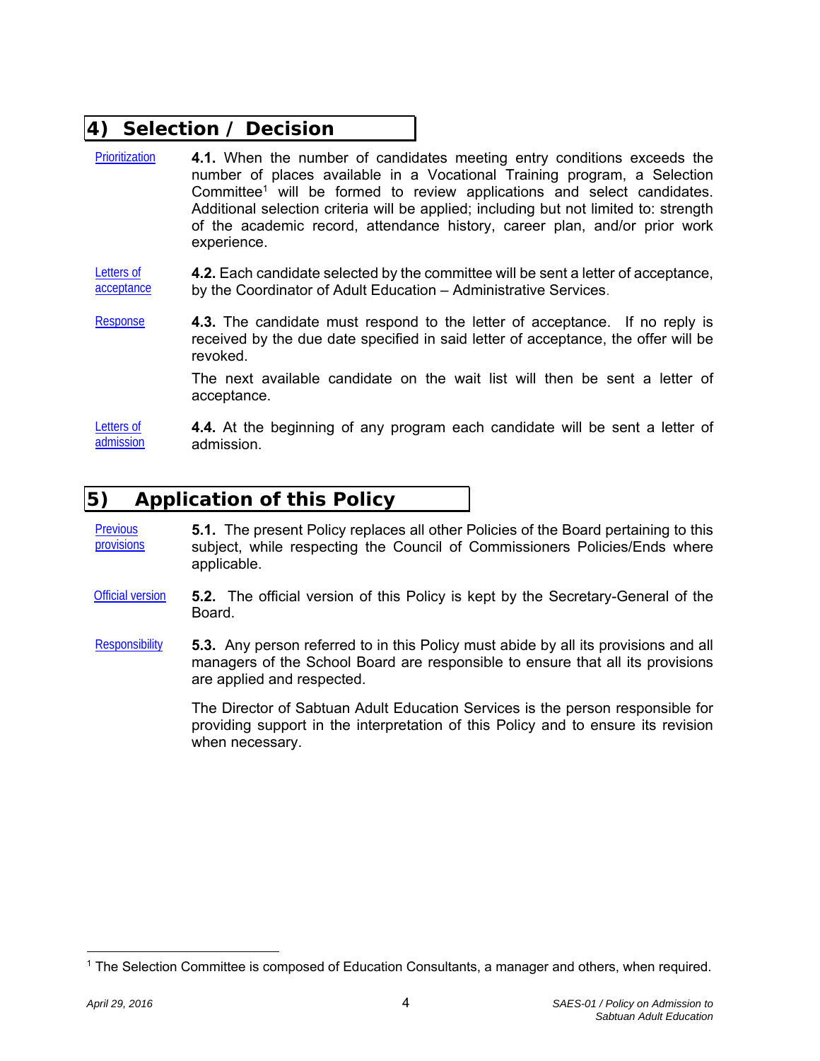## 4) Selection / Decision

Prioritization

**4.1.** When the number of candidates meeting entry conditions exceeds the number of places available in a Vocational Training program, a Selection Committee[1] will be formed to review applications and select candidates. Additional selection criteria will be applied; including but not limited to: strength of the academic record, attendance history, career plan, and/or prior work experience.

Letters of acceptance

**4.2.** Each candidate selected by the committee will be sent a letter of acceptance, by the Coordinator of Adult Education – Administrative Services.

Response

**4.3.** The candidate must respond to the letter of acceptance. If no reply is received by the due date specified in said letter of acceptance, the offer will be revoked.

The next available candidate on the wait list will then be sent a letter of acceptance.

Letters of admission

**4.4.** At the beginning of any program each candidate will be sent a letter of admission.

## 5) Application of this Policy

Previous provisions

**5.1.** The present Policy replaces all other Policies of the Board pertaining to this subject, while respecting the Council of Commissioners Policies/Ends where applicable.

Official version

**5.2.** The official version of this Policy is kept by the Secretary-General of the Board.

Responsibility

**5.3.** Any person referred to in this Policy must abide by all its provisions and all managers of the School Board are responsible to ensure that all its provisions are applied and respected.

The Director of Sabtuan Adult Education Services is the person responsible for providing support in the interpretation of this Policy and to ensure its revision when necessary.

[1] The Selection Committee is composed of Education Consultants, a manager and others, when required.